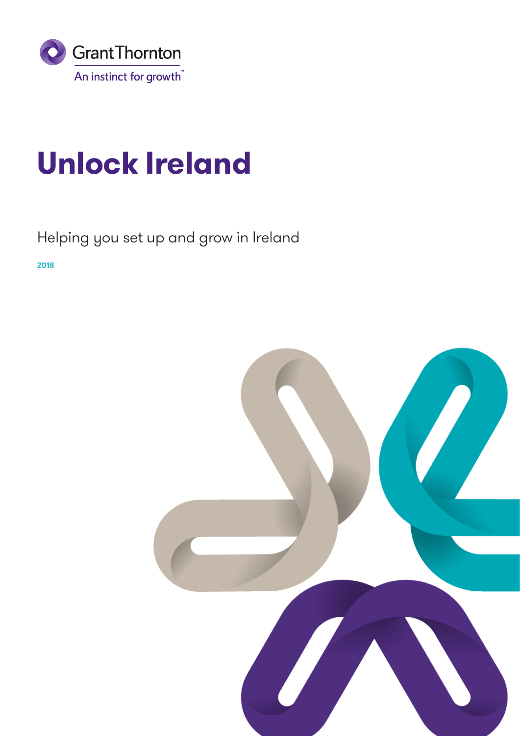Grant Thornton

An instinct for growth™

# Unlock Ireland

Helping you set up and grow in Ireland

**2018**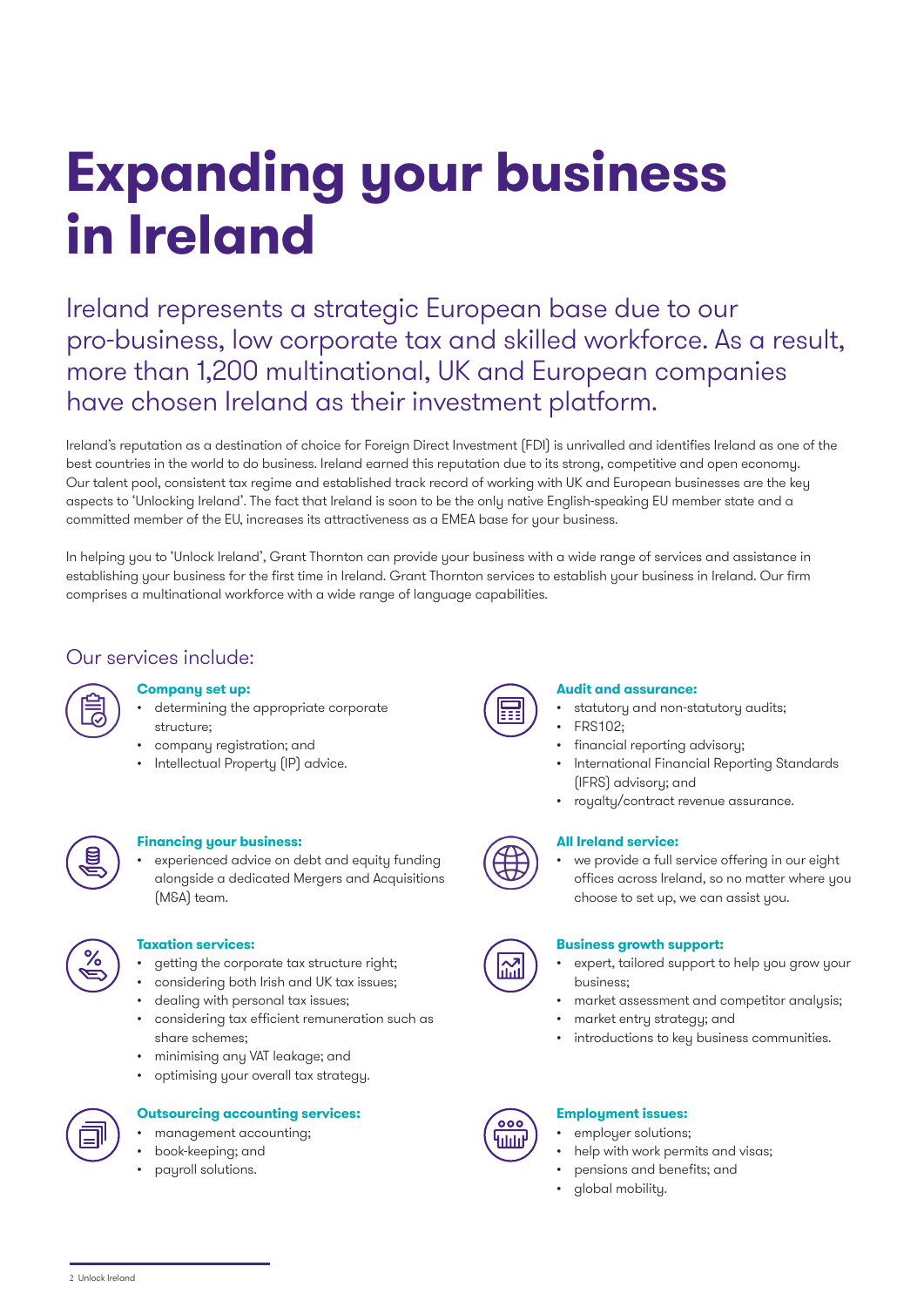# Expanding your business in Ireland

## Ireland represents a strategic European base due to our pro-business, low corporate tax and skilled workforce. As a result, more than 1,200 multinational, UK and European companies have chosen Ireland as their investment platform.

Ireland's reputation as a destination of choice for Foreign Direct Investment (FDI) is unrivalled and identifies Ireland as one of the best countries in the world to do business. Ireland earned this reputation due to its strong, competitive and open economy. Our talent pool, consistent tax regime and established track record of working with UK and European businesses are the key aspects to 'Unlocking Ireland'. The fact that Ireland is soon to be the only native English-speaking EU member state and a committed member of the EU, increases its attractiveness as a EMEA base for your business.

In helping you to 'Unlock Ireland', Grant Thornton can provide your business with a wide range of services and assistance in establishing your business for the first time in Ireland. Grant Thornton services to establish your business in Ireland. Our firm comprises a multinational workforce with a wide range of language capabilities.

## Our services include:

**Company set up:**

- determining the appropriate corporate structure;
- company registration; and
- Intellectual Property (IP) advice.

**Financing your business:**

- experienced advice on debt and equity funding alongside a dedicated Mergers and Acquisitions (M&A) team.

**Taxation services:**

- getting the corporate tax structure right;
- considering both Irish and UK tax issues;
- dealing with personal tax issues;
- considering tax efficient remuneration such as share schemes;
- minimising any VAT leakage; and
- optimising your overall tax strategy.

**Outsourcing accounting services:**

- management accounting;
- book-keeping; and
- payroll solutions.

**Audit and assurance:**

- statutory and non-statutory audits;
- FRS102;
- financial reporting advisory;
- International Financial Reporting Standards (IFRS) advisory; and
- royalty/contract revenue assurance.

**All Ireland service:**

- we provide a full service offering in our eight offices across Ireland, so no matter where you choose to set up, we can assist you.

**Business growth support:**

- expert, tailored support to help you grow your business;
- market assessment and competitor analysis;
- market entry strategy; and
- introductions to key business communities.

**Employment issues:**

- employer solutions;
- help with work permits and visas;
- pensions and benefits; and
- global mobility.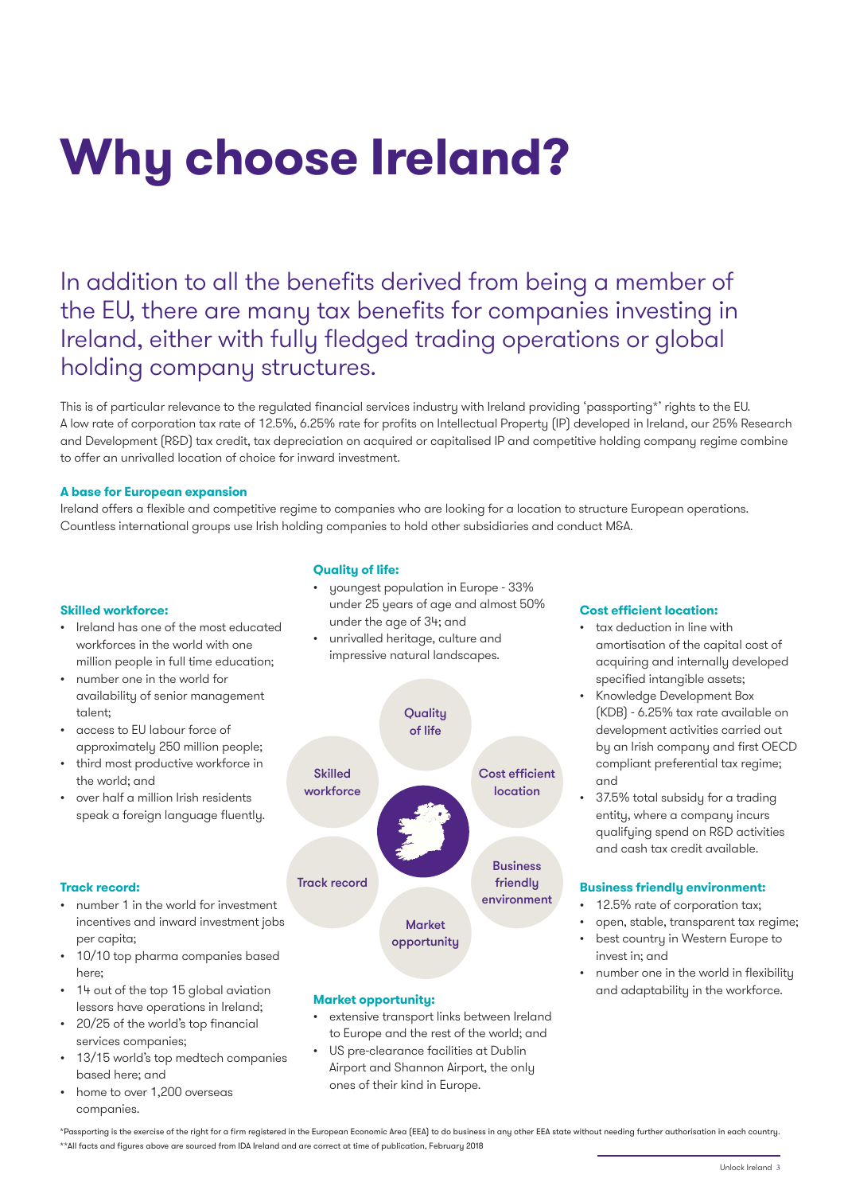# Why choose Ireland?

## In addition to all the benefits derived from being a member of the EU, there are many tax benefits for companies investing in Ireland, either with fully fledged trading operations or global holding company structures.

This is of particular relevance to the regulated financial services industry with Ireland providing 'passporting*' rights to the EU. A low rate of corporation tax rate of 12.5%, 6.25% rate for profits on Intellectual Property (IP) developed in Ireland, our 25% Research and Development (R&D) tax credit, tax depreciation on acquired or capitalised IP and competitive holding company regime combine to offer an unrivalled location of choice for inward investment.

**A base for European expansion**

Ireland offers a flexible and competitive regime to companies who are looking for a location to structure European operations. Countless international groups use Irish holding companies to hold other subsidiaries and conduct M&A.

**Skilled workforce:**

- Ireland has one of the most educated workforces in the world with one million people in full time education;
- number one in the world for availability of senior management talent;
- access to EU labour force of approximately 250 million people;
- third most productive workforce in the world; and
- over half a million Irish residents speak a foreign language fluently.

**Track record:**

- number 1 in the world for investment incentives and inward investment jobs per capita;
- 10/10 top pharma companies based here;
- 14 out of the top 15 global aviation lessors have operations in Ireland;
- 20/25 of the world's top financial services companies;
- 13/15 world's top medtech companies based here; and
- home to over 1,200 overseas companies.

**Quality of life:**

- youngest population in Europe - 33% under 25 years of age and almost 50% under the age of 34; and
- unrivalled heritage, culture and impressive natural landscapes.

Quality of life

Skilled workforce

Cost efficient location

Track record

Business friendly environment

Market opportunity

**Market opportunity:**

- extensive transport links between Ireland to Europe and the rest of the world; and
- US pre-clearance facilities at Dublin Airport and Shannon Airport, the only ones of their kind in Europe.

**Cost efficient location:**

- tax deduction in line with amortisation of the capital cost of acquiring and internally developed specified intangible assets;
- Knowledge Development Box (KDB) - 6.25% tax rate available on development activities carried out by an Irish company and first OECD compliant preferential tax regime; and
- 37.5% total subsidy for a trading entity, where a company incurs qualifying spend on R&D activities and cash tax credit available.

**Business friendly environment:**

- 12.5% rate of corporation tax;
- open, stable, transparent tax regime;
- best country in Western Europe to invest in; and
- number one in the world in flexibility and adaptability in the workforce.

*Passporting is the exercise of the right for a firm registered in the European Economic Area (EEA) to do business in any other EEA state without needing further authorisation in each country.

**All facts and figures above are sourced from IDA Ireland and are correct at time of publication, February 2018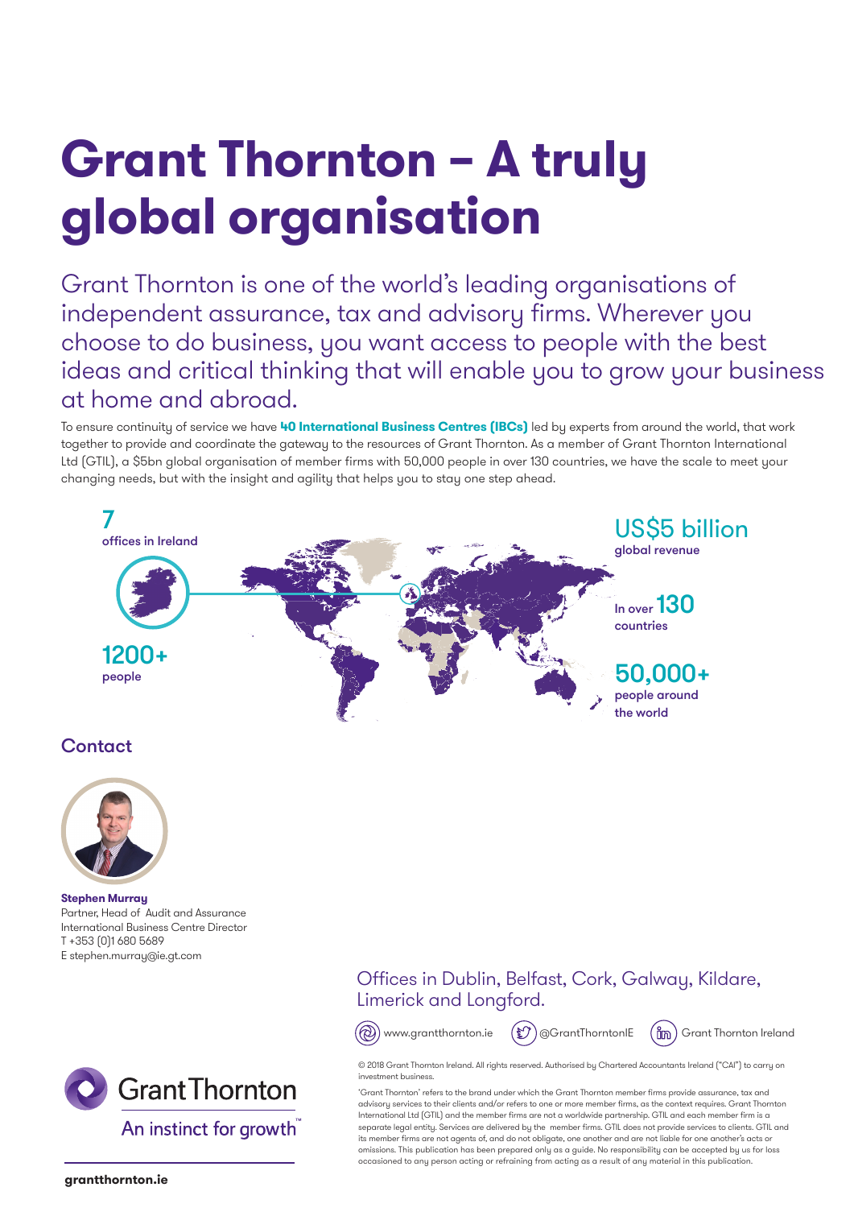# Grant Thornton – A truly global organisation

Grant Thornton is one of the world's leading organisations of independent assurance, tax and advisory firms. Wherever you choose to do business, you want access to people with the best ideas and critical thinking that will enable you to grow your business at home and abroad.

To ensure continuity of service we have **40 International Business Centres (IBCs)** led by experts from around the world, that work together to provide and coordinate the gateway to the resources of Grant Thornton. As a member of Grant Thornton International Ltd (GTIL), a $5bn global organisation of member firms with 50,000 people in over 130 countries, we have the scale to meet your changing needs, but with the insight and agility that helps you to stay one step ahead.

7
offices in Ireland

1200+
people

US$5 billion
global revenue

In over 130
countries

50,000+
people around the world

## Contact

**Stephen Murray**
Partner, Head of Audit and Assurance
International Business Centre Director
T +353 (0)1 680 5689
E stephen.murray@ie.gt.com

Offices in Dublin, Belfast, Cork, Galway, Kildare, Limerick and Longford.

www.grantthornton.ie | @GrantThorntonIE | Grant Thornton Ireland

© 2018 Grant Thornton Ireland. All rights reserved. Authorised by Chartered Accountants Ireland ("CAI") to carry on investment business.

'Grant Thornton' refers to the brand under which the Grant Thornton member firms provide assurance, tax and advisory services to their clients and/or refers to one or more member firms, as the context requires. Grant Thornton International Ltd (GTIL) and the member firms are not a worldwide partnership. GTIL and each member firm is a separate legal entity. Services are delivered by the member firms. GTIL does not provide services to clients. GTIL and its member firms are not agents of, and do not obligate, one another and are not liable for one another's acts or omissions. This publication has been prepared only as a guide. No responsibility can be accepted by us for loss occasioned to any person acting or refraining from acting as a result of any material in this publication.

Grant Thornton
An instinct for growth™

grantthornton.ie